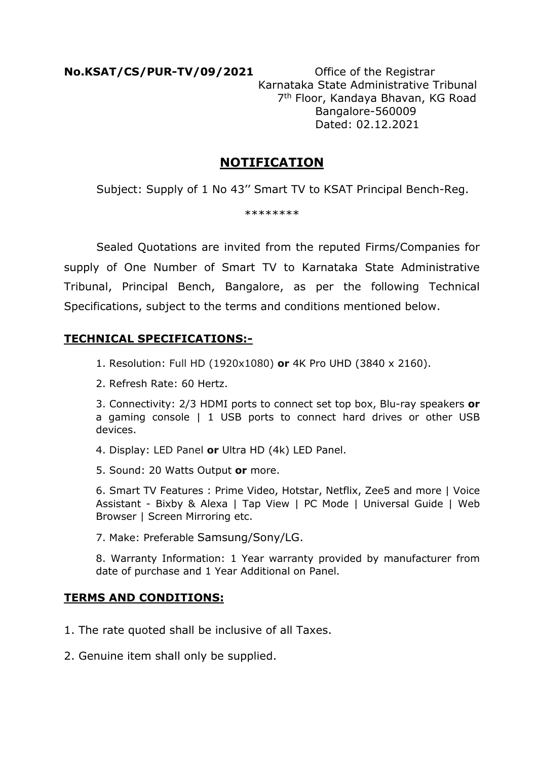**No.KSAT/CS/PUR-TV/09/2021**

Office of the Registrar
Karnataka State Administrative Tribunal
7th Floor, Kandaya Bhavan, KG Road
Bangalore-560009
Dated: 02.12.2021

# NOTIFICATION

Subject: Supply of 1 No 43'' Smart TV to KSAT Principal Bench-Reg.

********

Sealed Quotations are invited from the reputed Firms/Companies for supply of One Number of Smart TV to Karnataka State Administrative Tribunal, Principal Bench, Bangalore, as per the following Technical Specifications, subject to the terms and conditions mentioned below.

## TECHNICAL SPECIFICATIONS:-

1. Resolution: Full HD (1920x1080) **or** 4K Pro UHD (3840 x 2160).
2. Refresh Rate: 60 Hertz.
3. Connectivity: 2/3 HDMI ports to connect set top box, Blu-ray speakers **or** a gaming console | 1 USB ports to connect hard drives or other USB devices.
4. Display: LED Panel **or** Ultra HD (4k) LED Panel.
5. Sound: 20 Watts Output **or** more.
6. Smart TV Features : Prime Video, Hotstar, Netflix, Zee5 and more | Voice Assistant - Bixby & Alexa | Tap View | PC Mode | Universal Guide | Web Browser | Screen Mirroring etc.
7. Make: Preferable Samsung/Sony/LG.
8. Warranty Information: 1 Year warranty provided by manufacturer from date of purchase and 1 Year Additional on Panel.

## TERMS AND CONDITIONS:

1. The rate quoted shall be inclusive of all Taxes.
2. Genuine item shall only be supplied.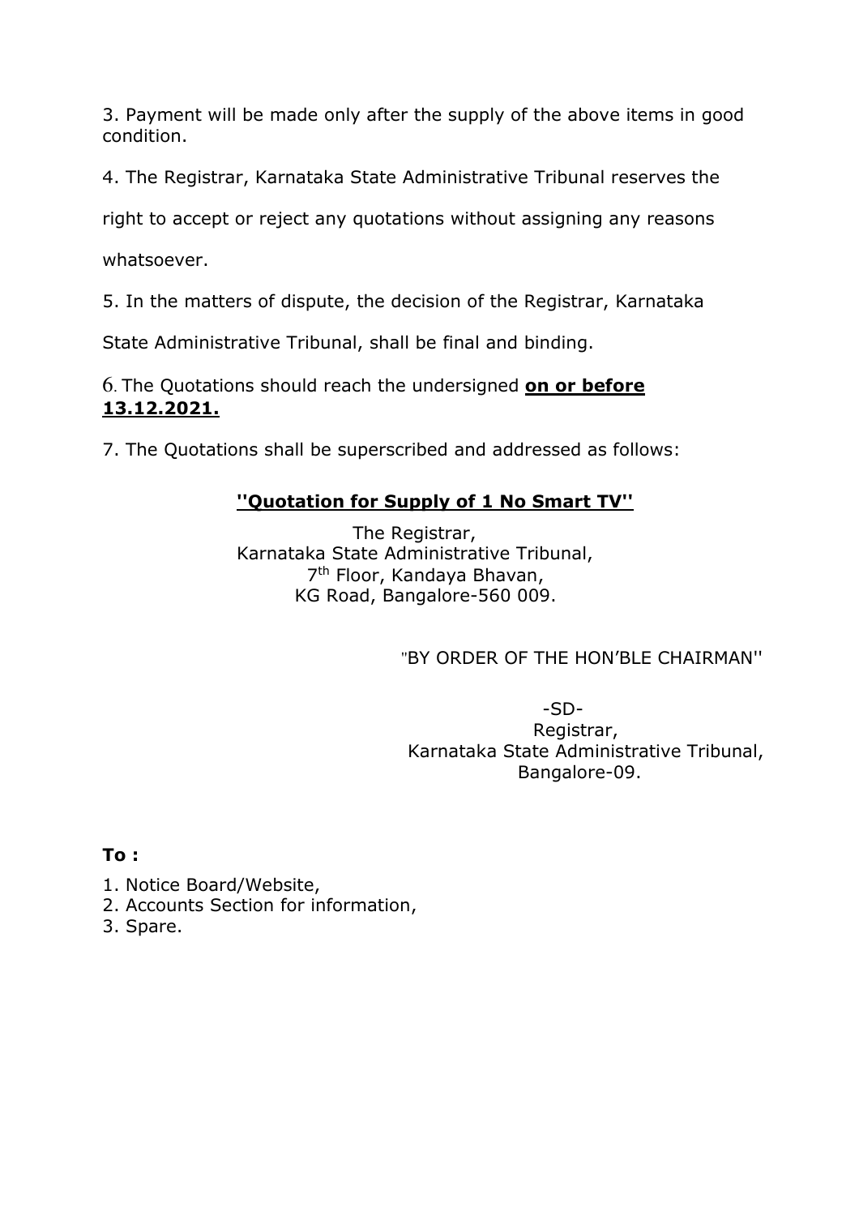3. Payment will be made only after the supply of the above items in good condition.

4. The Registrar, Karnataka State Administrative Tribunal reserves the right to accept or reject any quotations without assigning any reasons whatsoever.

5. In the matters of dispute, the decision of the Registrar, Karnataka State Administrative Tribunal, shall be final and binding.

6. The Quotations should reach the undersigned **on or before 13.12.2021.**

7. The Quotations shall be superscribed and addressed as follows:

**''Quotation for Supply of 1 No Smart TV''**

The Registrar,
Karnataka State Administrative Tribunal,
7th Floor, Kandaya Bhavan,
KG Road, Bangalore-560 009.

''BY ORDER OF THE HON'BLE CHAIRMAN''

-SD-
Registrar,
Karnataka State Administrative Tribunal,
Bangalore-09.

**To :**

1. Notice Board/Website,
2. Accounts Section for information,
3. Spare.